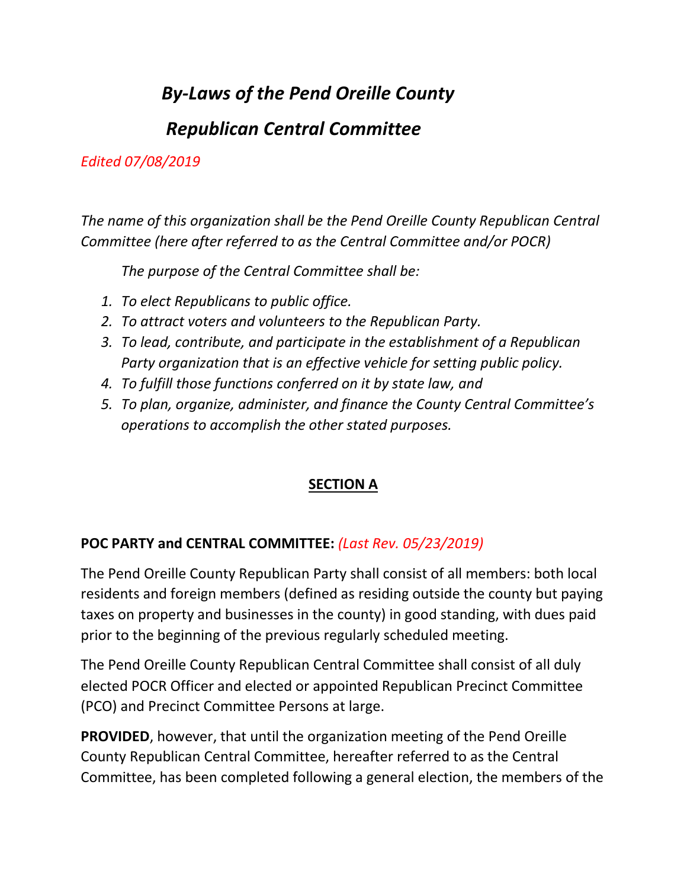# *By-Laws of the Pend Oreille County Republican Central Committee*

*Edited 07/08/2019*

*The name of this organization shall be the Pend Oreille County Republican Central Committee (here after referred to as the Central Committee and/or POCR)*

*The purpose of the Central Committee shall be:*

1. *To elect Republicans to public office.*
2. *To attract voters and volunteers to the Republican Party.*
3. *To lead, contribute, and participate in the establishment of a Republican Party organization that is an effective vehicle for setting public policy.*
4. *To fulfill those functions conferred on it by state law, and*
5. *To plan, organize, administer, and finance the County Central Committee's operations to accomplish the other stated purposes.*

## SECTION A

**POC PARTY and CENTRAL COMMITTEE:** *(Last Rev. 05/23/2019)*

The Pend Oreille County Republican Party shall consist of all members: both local residents and foreign members (defined as residing outside the county but paying taxes on property and businesses in the county) in good standing, with dues paid prior to the beginning of the previous regularly scheduled meeting.

The Pend Oreille County Republican Central Committee shall consist of all duly elected POCR Officer and elected or appointed Republican Precinct Committee (PCO) and Precinct Committee Persons at large.

**PROVIDED**, however, that until the organization meeting of the Pend Oreille County Republican Central Committee, hereafter referred to as the Central Committee, has been completed following a general election, the members of the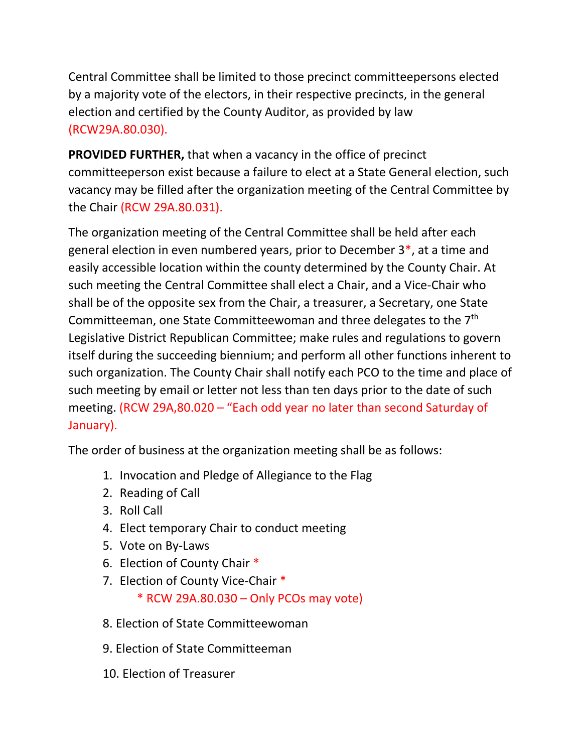Central Committee shall be limited to those precinct committeepersons elected by a majority vote of the electors, in their respective precincts, in the general election and certified by the County Auditor, as provided by law (RCW29A.80.030).

**PROVIDED FURTHER,** that when a vacancy in the office of precinct committeeperson exist because a failure to elect at a State General election, such vacancy may be filled after the organization meeting of the Central Committee by the Chair (RCW 29A.80.031).

The organization meeting of the Central Committee shall be held after each general election in even numbered years, prior to December 3*, at a time and easily accessible location within the county determined by the County Chair. At such meeting the Central Committee shall elect a Chair, and a Vice-Chair who shall be of the opposite sex from the Chair, a treasurer, a Secretary, one State Committeeman, one State Committeewoman and three delegates to the 7th Legislative District Republican Committee; make rules and regulations to govern itself during the succeeding biennium; and perform all other functions inherent to such organization. The County Chair shall notify each PCO to the time and place of such meeting by email or letter not less than ten days prior to the date of such meeting. (RCW 29A,80.020 – "Each odd year no later than second Saturday of January).

The order of business at the organization meeting shall be as follows:

1. Invocation and Pledge of Allegiance to the Flag
2. Reading of Call
3. Roll Call
4. Elect temporary Chair to conduct meeting
5. Vote on By-Laws
6. Election of County Chair *
7. Election of County Vice-Chair *

   * RCW 29A.80.030 – Only PCOs may vote)

8. Election of State Committeewoman
9. Election of State Committeeman
10. Election of Treasurer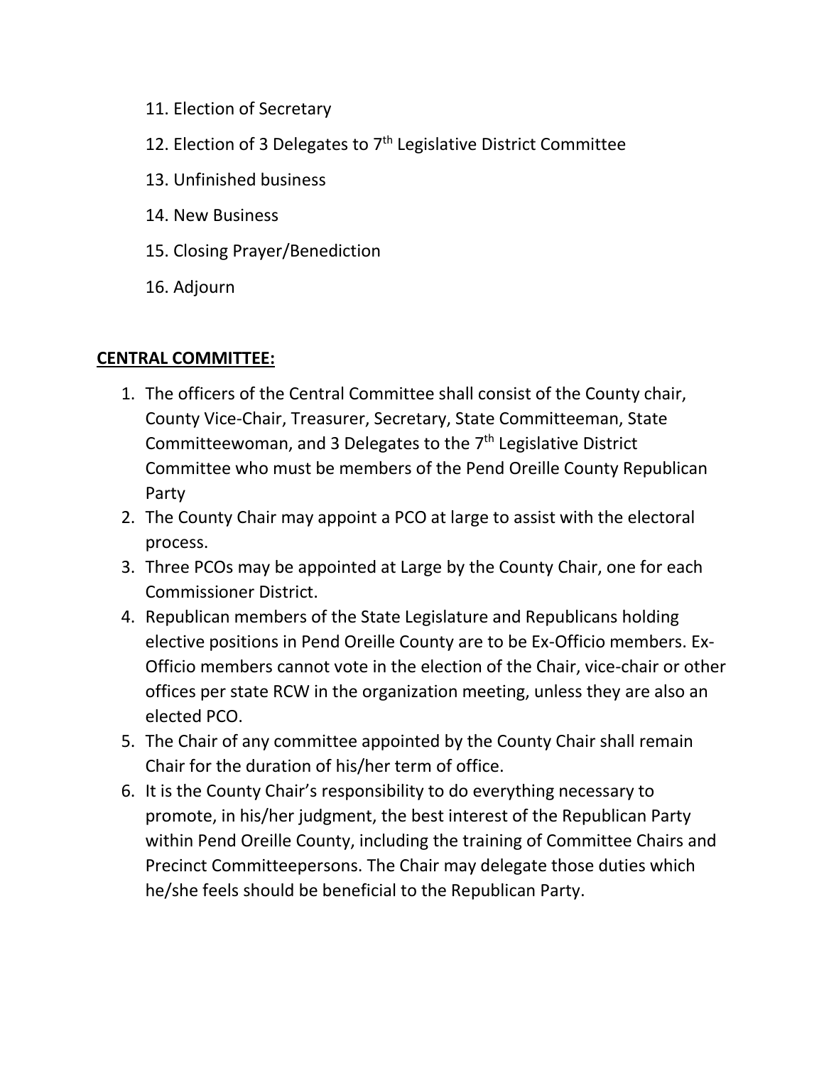11. Election of Secretary
12. Election of 3 Delegates to 7th Legislative District Committee
13. Unfinished business
14. New Business
15. Closing Prayer/Benediction
16. Adjourn

**CENTRAL COMMITTEE:**

1. The officers of the Central Committee shall consist of the County chair, County Vice-Chair, Treasurer, Secretary, State Committeeman, State Committeewoman, and 3 Delegates to the 7th Legislative District Committee who must be members of the Pend Oreille County Republican Party
2. The County Chair may appoint a PCO at large to assist with the electoral process.
3. Three PCOs may be appointed at Large by the County Chair, one for each Commissioner District.
4. Republican members of the State Legislature and Republicans holding elective positions in Pend Oreille County are to be Ex-Officio members. Ex-Officio members cannot vote in the election of the Chair, vice-chair or other offices per state RCW in the organization meeting, unless they are also an elected PCO.
5. The Chair of any committee appointed by the County Chair shall remain Chair for the duration of his/her term of office.
6. It is the County Chair's responsibility to do everything necessary to promote, in his/her judgment, the best interest of the Republican Party within Pend Oreille County, including the training of Committee Chairs and Precinct Committeepersons. The Chair may delegate those duties which he/she feels should be beneficial to the Republican Party.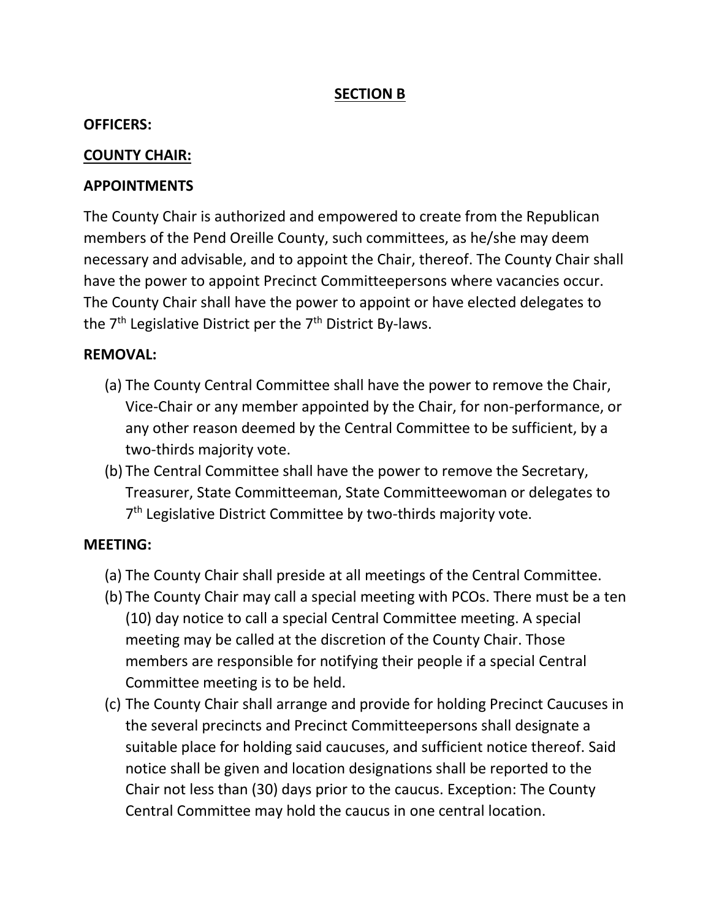## SECTION B

**OFFICERS:**

**COUNTY CHAIR:**

**APPOINTMENTS**

The County Chair is authorized and empowered to create from the Republican members of the Pend Oreille County, such committees, as he/she may deem necessary and advisable, and to appoint the Chair, thereof. The County Chair shall have the power to appoint Precinct Committeepersons where vacancies occur. The County Chair shall have the power to appoint or have elected delegates to the 7th Legislative District per the 7th District By-laws.

**REMOVAL:**

(a) The County Central Committee shall have the power to remove the Chair, Vice-Chair or any member appointed by the Chair, for non-performance, or any other reason deemed by the Central Committee to be sufficient, by a two-thirds majority vote.

(b) The Central Committee shall have the power to remove the Secretary, Treasurer, State Committeeman, State Committeewoman or delegates to 7th Legislative District Committee by two-thirds majority vote.

**MEETING:**

(a) The County Chair shall preside at all meetings of the Central Committee.

(b) The County Chair may call a special meeting with PCOs. There must be a ten (10) day notice to call a special Central Committee meeting. A special meeting may be called at the discretion of the County Chair. Those members are responsible for notifying their people if a special Central Committee meeting is to be held.

(c) The County Chair shall arrange and provide for holding Precinct Caucuses in the several precincts and Precinct Committeepersons shall designate a suitable place for holding said caucuses, and sufficient notice thereof. Said notice shall be given and location designations shall be reported to the Chair not less than (30) days prior to the caucus. Exception: The County Central Committee may hold the caucus in one central location.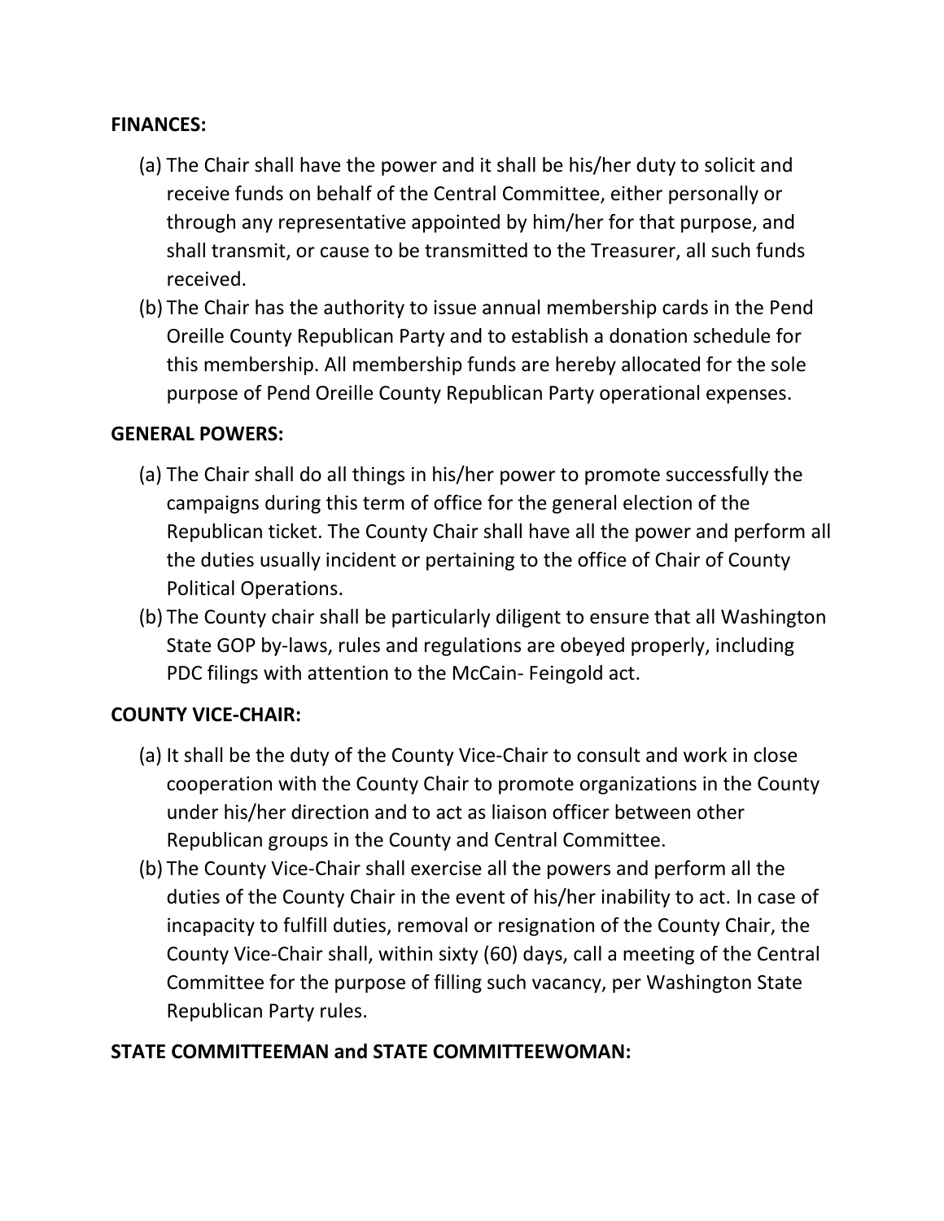**FINANCES:**

(a) The Chair shall have the power and it shall be his/her duty to solicit and receive funds on behalf of the Central Committee, either personally or through any representative appointed by him/her for that purpose, and shall transmit, or cause to be transmitted to the Treasurer, all such funds received.

(b) The Chair has the authority to issue annual membership cards in the Pend Oreille County Republican Party and to establish a donation schedule for this membership. All membership funds are hereby allocated for the sole purpose of Pend Oreille County Republican Party operational expenses.

**GENERAL POWERS:**

(a) The Chair shall do all things in his/her power to promote successfully the campaigns during this term of office for the general election of the Republican ticket. The County Chair shall have all the power and perform all the duties usually incident or pertaining to the office of Chair of County Political Operations.

(b) The County chair shall be particularly diligent to ensure that all Washington State GOP by-laws, rules and regulations are obeyed properly, including PDC filings with attention to the McCain- Feingold act.

**COUNTY VICE-CHAIR:**

(a) It shall be the duty of the County Vice-Chair to consult and work in close cooperation with the County Chair to promote organizations in the County under his/her direction and to act as liaison officer between other Republican groups in the County and Central Committee.

(b) The County Vice-Chair shall exercise all the powers and perform all the duties of the County Chair in the event of his/her inability to act. In case of incapacity to fulfill duties, removal or resignation of the County Chair, the County Vice-Chair shall, within sixty (60) days, call a meeting of the Central Committee for the purpose of filling such vacancy, per Washington State Republican Party rules.

**STATE COMMITTEEMAN and STATE COMMITTEEWOMAN:**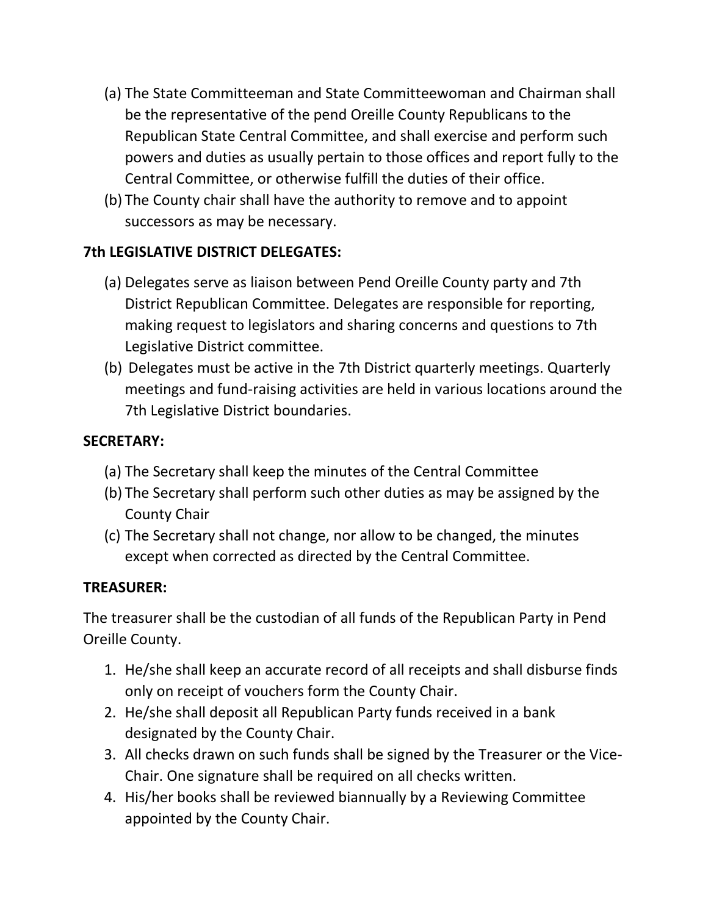(a) The State Committeeman and State Committeewoman and Chairman shall be the representative of the pend Oreille County Republicans to the Republican State Central Committee, and shall exercise and perform such powers and duties as usually pertain to those offices and report fully to the Central Committee, or otherwise fulfill the duties of their office.

(b) The County chair shall have the authority to remove and to appoint successors as may be necessary.

**7th LEGISLATIVE DISTRICT DELEGATES:**

(a) Delegates serve as liaison between Pend Oreille County party and 7th District Republican Committee. Delegates are responsible for reporting, making request to legislators and sharing concerns and questions to 7th Legislative District committee.

(b) Delegates must be active in the 7th District quarterly meetings. Quarterly meetings and fund-raising activities are held in various locations around the 7th Legislative District boundaries.

**SECRETARY:**

(a) The Secretary shall keep the minutes of the Central Committee

(b) The Secretary shall perform such other duties as may be assigned by the County Chair

(c) The Secretary shall not change, nor allow to be changed, the minutes except when corrected as directed by the Central Committee.

**TREASURER:**

The treasurer shall be the custodian of all funds of the Republican Party in Pend Oreille County.

1. He/she shall keep an accurate record of all receipts and shall disburse finds only on receipt of vouchers form the County Chair.
2. He/she shall deposit all Republican Party funds received in a bank designated by the County Chair.
3. All checks drawn on such funds shall be signed by the Treasurer or the Vice-Chair. One signature shall be required on all checks written.
4. His/her books shall be reviewed biannually by a Reviewing Committee appointed by the County Chair.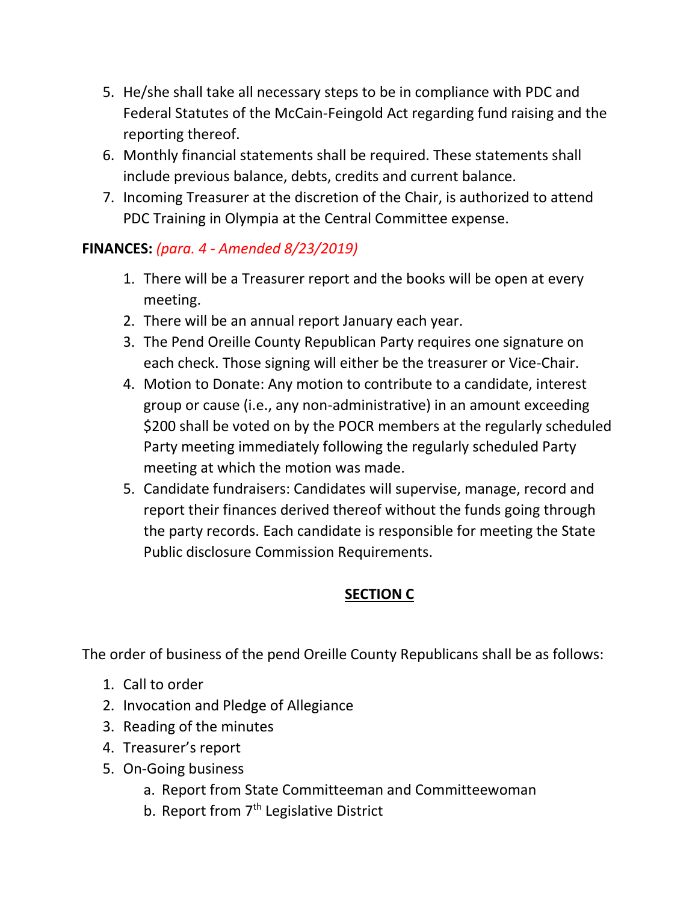5. He/she shall take all necessary steps to be in compliance with PDC and Federal Statutes of the McCain-Feingold Act regarding fund raising and the reporting thereof.
6. Monthly financial statements shall be required. These statements shall include previous balance, debts, credits and current balance.
7. Incoming Treasurer at the discretion of the Chair, is authorized to attend PDC Training in Olympia at the Central Committee expense.

**FINANCES:** *(para. 4 - Amended 8/23/2019)*

1. There will be a Treasurer report and the books will be open at every meeting.
2. There will be an annual report January each year.
3. The Pend Oreille County Republican Party requires one signature on each check. Those signing will either be the treasurer or Vice-Chair.
4. Motion to Donate: Any motion to contribute to a candidate, interest group or cause (i.e., any non-administrative) in an amount exceeding $200 shall be voted on by the POCR members at the regularly scheduled Party meeting immediately following the regularly scheduled Party meeting at which the motion was made.
5. Candidate fundraisers: Candidates will supervise, manage, record and report their finances derived thereof without the funds going through the party records. Each candidate is responsible for meeting the State Public disclosure Commission Requirements.

## SECTION C

The order of business of the pend Oreille County Republicans shall be as follows:

1. Call to order
2. Invocation and Pledge of Allegiance
3. Reading of the minutes
4. Treasurer's report
5. On-Going business
   a. Report from State Committeeman and Committeewoman
   b. Report from 7th Legislative District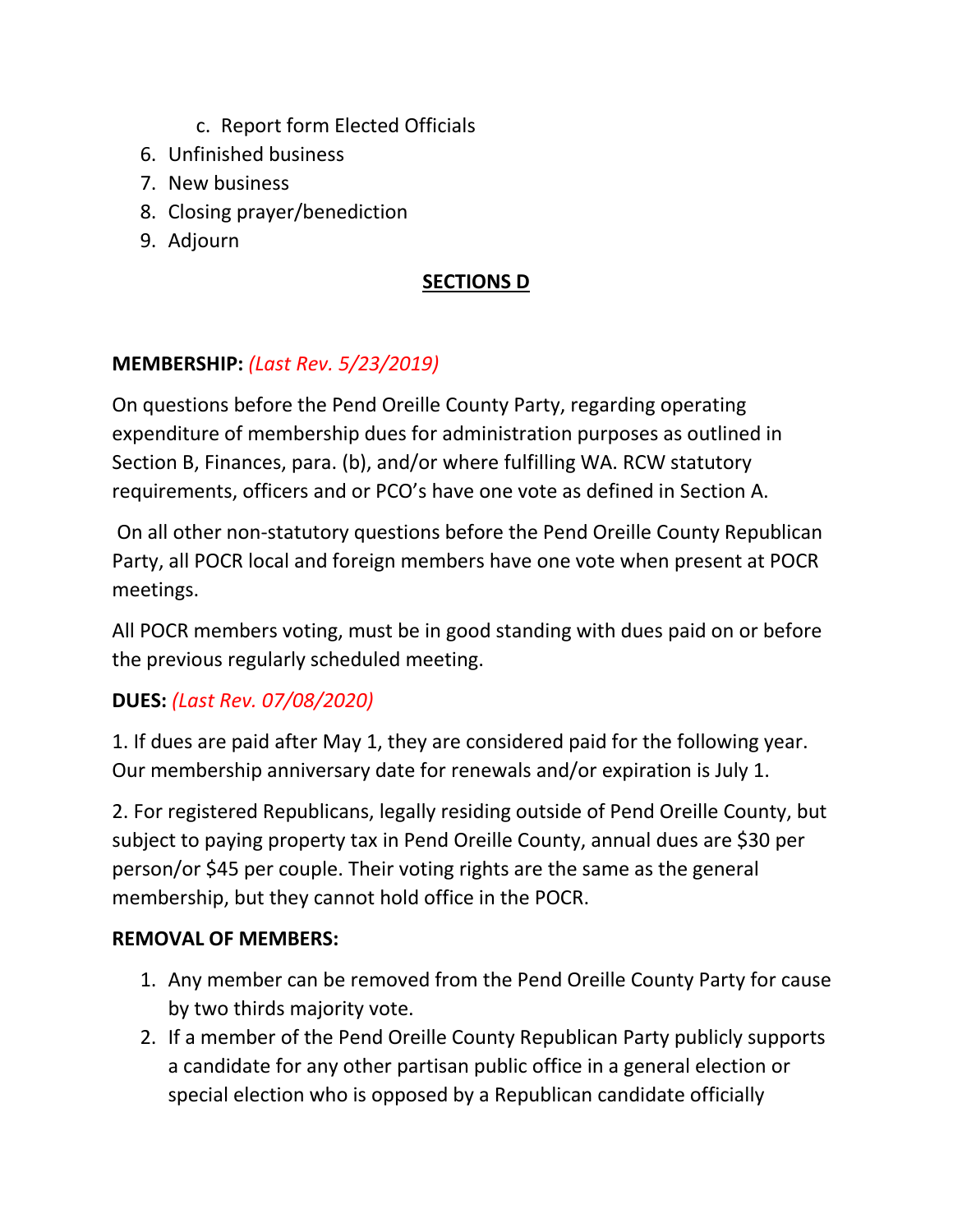c. Report form Elected Officials

6. Unfinished business
7. New business
8. Closing prayer/benediction
9. Adjourn

## <u>SECTIONS D</u>

**MEMBERSHIP:** *(Last Rev. 5/23/2019)*

On questions before the Pend Oreille County Party, regarding operating expenditure of membership dues for administration purposes as outlined in Section B, Finances, para. (b), and/or where fulfilling WA. RCW statutory requirements, officers and or PCO's have one vote as defined in Section A.

On all other non-statutory questions before the Pend Oreille County Republican Party, all POCR local and foreign members have one vote when present at POCR meetings.

All POCR members voting, must be in good standing with dues paid on or before the previous regularly scheduled meeting.

**DUES:** *(Last Rev. 07/08/2020)*

1. If dues are paid after May 1, they are considered paid for the following year. Our membership anniversary date for renewals and/or expiration is July 1.

2. For registered Republicans, legally residing outside of Pend Oreille County, but subject to paying property tax in Pend Oreille County, annual dues are $30 per person/or $45 per couple. Their voting rights are the same as the general membership, but they cannot hold office in the POCR.

**REMOVAL OF MEMBERS:**

1. Any member can be removed from the Pend Oreille County Party for cause by two thirds majority vote.
2. If a member of the Pend Oreille County Republican Party publicly supports a candidate for any other partisan public office in a general election or special election who is opposed by a Republican candidate officially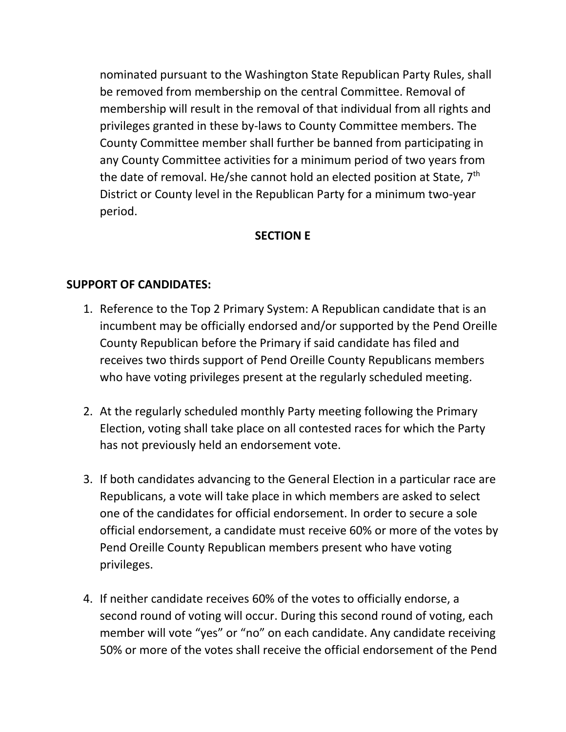nominated pursuant to the Washington State Republican Party Rules, shall be removed from membership on the central Committee. Removal of membership will result in the removal of that individual from all rights and privileges granted in these by-laws to County Committee members. The County Committee member shall further be banned from participating in any County Committee activities for a minimum period of two years from the date of removal. He/she cannot hold an elected position at State, 7th District or County level in the Republican Party for a minimum two-year period.

## SECTION E

**SUPPORT OF CANDIDATES:**

1. Reference to the Top 2 Primary System: A Republican candidate that is an incumbent may be officially endorsed and/or supported by the Pend Oreille County Republican before the Primary if said candidate has filed and receives two thirds support of Pend Oreille County Republicans members who have voting privileges present at the regularly scheduled meeting.

2. At the regularly scheduled monthly Party meeting following the Primary Election, voting shall take place on all contested races for which the Party has not previously held an endorsement vote.

3. If both candidates advancing to the General Election in a particular race are Republicans, a vote will take place in which members are asked to select one of the candidates for official endorsement. In order to secure a sole official endorsement, a candidate must receive 60% or more of the votes by Pend Oreille County Republican members present who have voting privileges.

4. If neither candidate receives 60% of the votes to officially endorse, a second round of voting will occur. During this second round of voting, each member will vote "yes" or "no" on each candidate. Any candidate receiving 50% or more of the votes shall receive the official endorsement of the Pend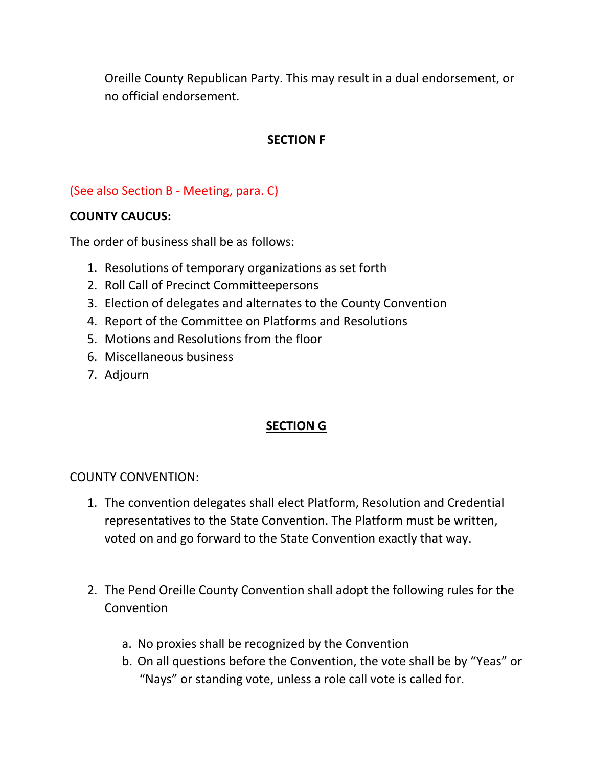Oreille County Republican Party. This may result in a dual endorsement, or no official endorsement.

## SECTION F

(See also Section B - Meeting, para. C)

**COUNTY CAUCUS:**

The order of business shall be as follows:

1. Resolutions of temporary organizations as set forth
2. Roll Call of Precinct Committeepersons
3. Election of delegates and alternates to the County Convention
4. Report of the Committee on Platforms and Resolutions
5. Motions and Resolutions from the floor
6. Miscellaneous business
7. Adjourn

## SECTION G

COUNTY CONVENTION:

1. The convention delegates shall elect Platform, Resolution and Credential representatives to the State Convention. The Platform must be written, voted on and go forward to the State Convention exactly that way.

2. The Pend Oreille County Convention shall adopt the following rules for the Convention

   a. No proxies shall be recognized by the Convention
   b. On all questions before the Convention, the vote shall be by "Yeas" or "Nays" or standing vote, unless a role call vote is called for.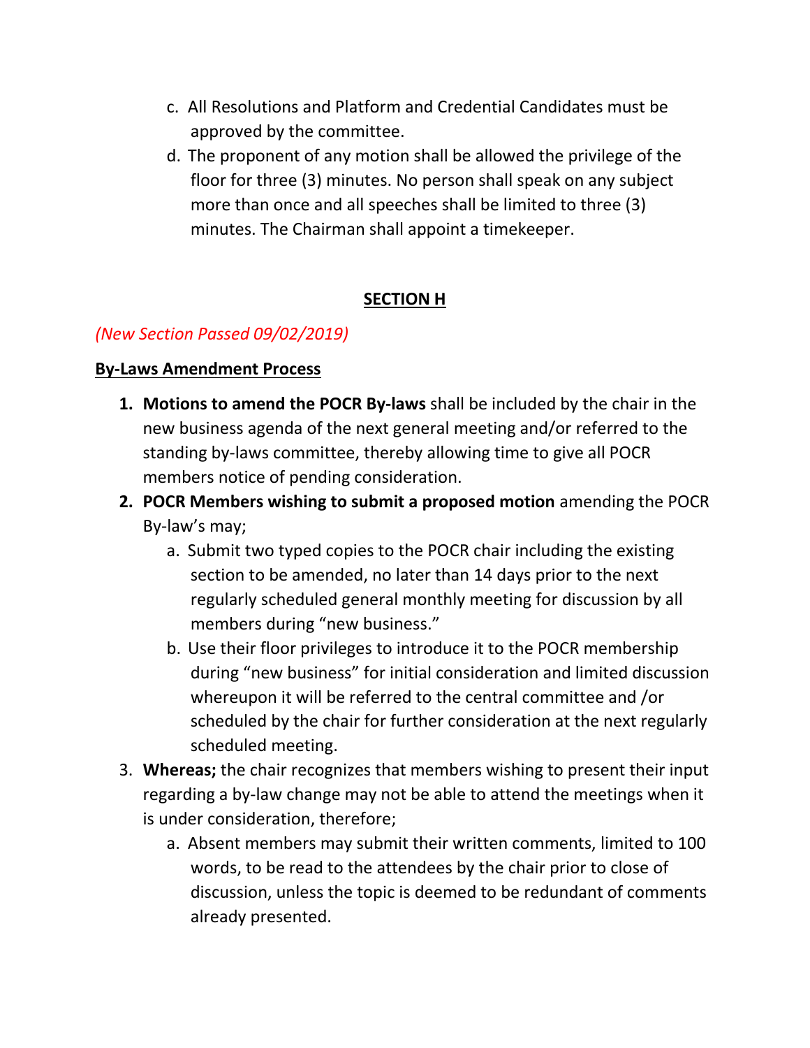c. All Resolutions and Platform and Credential Candidates must be approved by the committee.

d. The proponent of any motion shall be allowed the privilege of the floor for three (3) minutes. No person shall speak on any subject more than once and all speeches shall be limited to three (3) minutes. The Chairman shall appoint a timekeeper.

## SECTION H

*(New Section Passed 09/02/2019)*

**By-Laws Amendment Process**

1. **Motions to amend the POCR By-laws** shall be included by the chair in the new business agenda of the next general meeting and/or referred to the standing by-laws committee, thereby allowing time to give all POCR members notice of pending consideration.
2. **POCR Members wishing to submit a proposed motion** amending the POCR By-law's may;
   a. Submit two typed copies to the POCR chair including the existing section to be amended, no later than 14 days prior to the next regularly scheduled general monthly meeting for discussion by all members during "new business."
   b. Use their floor privileges to introduce it to the POCR membership during "new business" for initial consideration and limited discussion whereupon it will be referred to the central committee and /or scheduled by the chair for further consideration at the next regularly scheduled meeting.
3. **Whereas;** the chair recognizes that members wishing to present their input regarding a by-law change may not be able to attend the meetings when it is under consideration, therefore;
   a. Absent members may submit their written comments, limited to 100 words, to be read to the attendees by the chair prior to close of discussion, unless the topic is deemed to be redundant of comments already presented.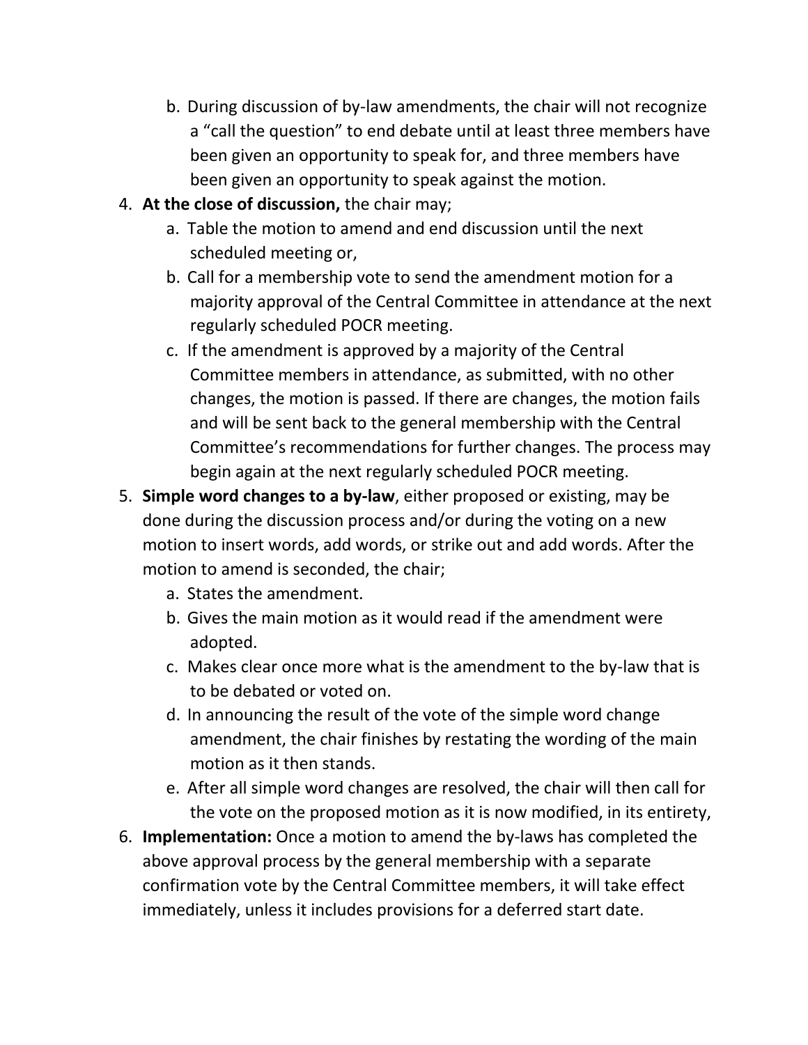b. During discussion of by-law amendments, the chair will not recognize a "call the question" to end debate until at least three members have been given an opportunity to speak for, and three members have been given an opportunity to speak against the motion.

4. **At the close of discussion,** the chair may;
   a. Table the motion to amend and end discussion until the next scheduled meeting or,
   b. Call for a membership vote to send the amendment motion for a majority approval of the Central Committee in attendance at the next regularly scheduled POCR meeting.
   c. If the amendment is approved by a majority of the Central Committee members in attendance, as submitted, with no other changes, the motion is passed. If there are changes, the motion fails and will be sent back to the general membership with the Central Committee's recommendations for further changes. The process may begin again at the next regularly scheduled POCR meeting.

5. **Simple word changes to a by-law**, either proposed or existing, may be done during the discussion process and/or during the voting on a new motion to insert words, add words, or strike out and add words. After the motion to amend is seconded, the chair;
   a. States the amendment.
   b. Gives the main motion as it would read if the amendment were adopted.
   c. Makes clear once more what is the amendment to the by-law that is to be debated or voted on.
   d. In announcing the result of the vote of the simple word change amendment, the chair finishes by restating the wording of the main motion as it then stands.
   e. After all simple word changes are resolved, the chair will then call for the vote on the proposed motion as it is now modified, in its entirety,

6. **Implementation:** Once a motion to amend the by-laws has completed the above approval process by the general membership with a separate confirmation vote by the Central Committee members, it will take effect immediately, unless it includes provisions for a deferred start date.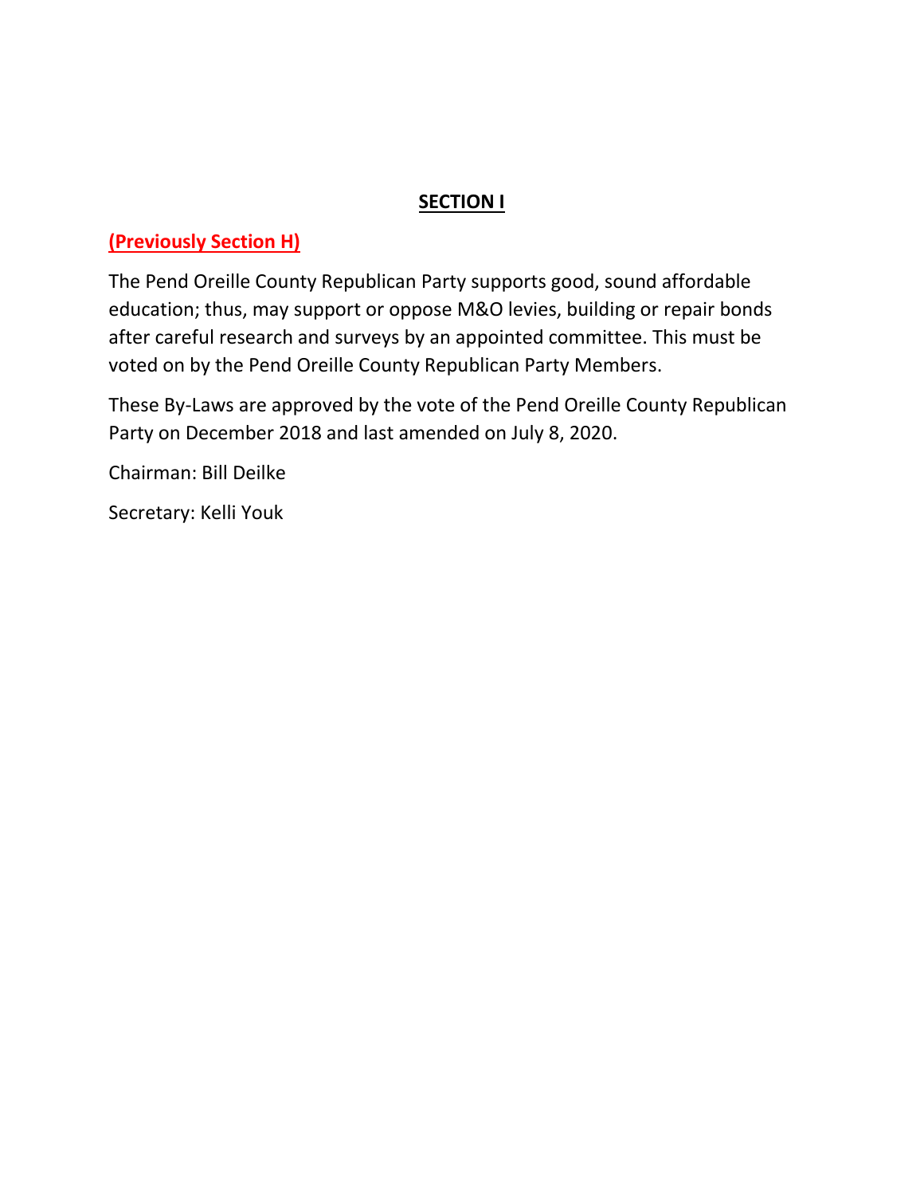## SECTION I

**(Previously Section H)**

The Pend Oreille County Republican Party supports good, sound affordable education; thus, may support or oppose M&O levies, building or repair bonds after careful research and surveys by an appointed committee. This must be voted on by the Pend Oreille County Republican Party Members.

These By-Laws are approved by the vote of the Pend Oreille County Republican Party on December 2018 and last amended on July 8, 2020.

Chairman: Bill Deilke

Secretary: Kelli Youk